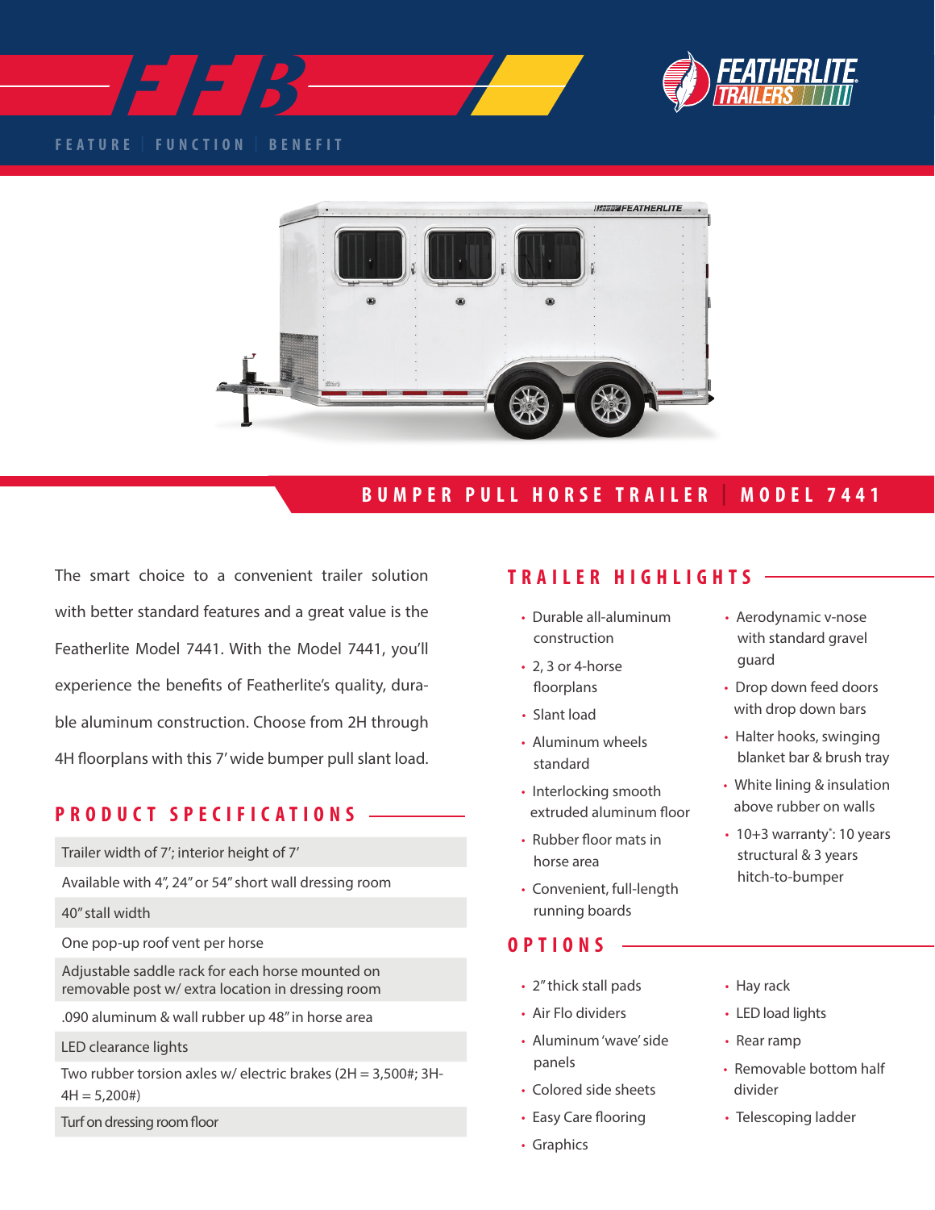FFB

FEATURE | FUNCTION | BENEFIT

FEATHERLITE TRAILERS

# BUMPER PULL HORSE TRAILER | MODEL 7441

The smart choice to a convenient trailer solution with better standard features and a great value is the Featherlite Model 7441. With the Model 7441, you'll experience the benefits of Featherlite's quality, durable aluminum construction. Choose from 2H through 4H floorplans with this 7' wide bumper pull slant load.

## PRODUCT SPECIFICATIONS

| |
|---|
| Trailer width of 7'; interior height of 7' |
| Available with 4", 24" or 54" short wall dressing room |
| 40" stall width |
| One pop-up roof vent per horse |
| Adjustable saddle rack for each horse mounted on removable post w/ extra location in dressing room |
| .090 aluminum & wall rubber up 48" in horse area |
| LED clearance lights |
| Two rubber torsion axles w/ electric brakes (2H = 3,500#; 3H-4H = 5,200#) |
| Turf on dressing room floor |

## TRAILER HIGHLIGHTS

- Durable all-aluminum construction
- 2, 3 or 4-horse floorplans
- Slant load
- Aluminum wheels standard
- Interlocking smooth extruded aluminum floor
- Rubber floor mats in horse area
- Convenient, full-length running boards
- Aerodynamic v-nose with standard gravel guard
- Drop down feed doors with drop down bars
- Halter hooks, swinging blanket bar & brush tray
- White lining & insulation above rubber on walls
- 10+3 warranty*: 10 years structural & 3 years hitch-to-bumper

## OPTIONS

- 2" thick stall pads
- Air Flo dividers
- Aluminum 'wave' side panels
- Colored side sheets
- Easy Care flooring
- Graphics
- Hay rack
- LED load lights
- Rear ramp
- Removable bottom half divider
- Telescoping ladder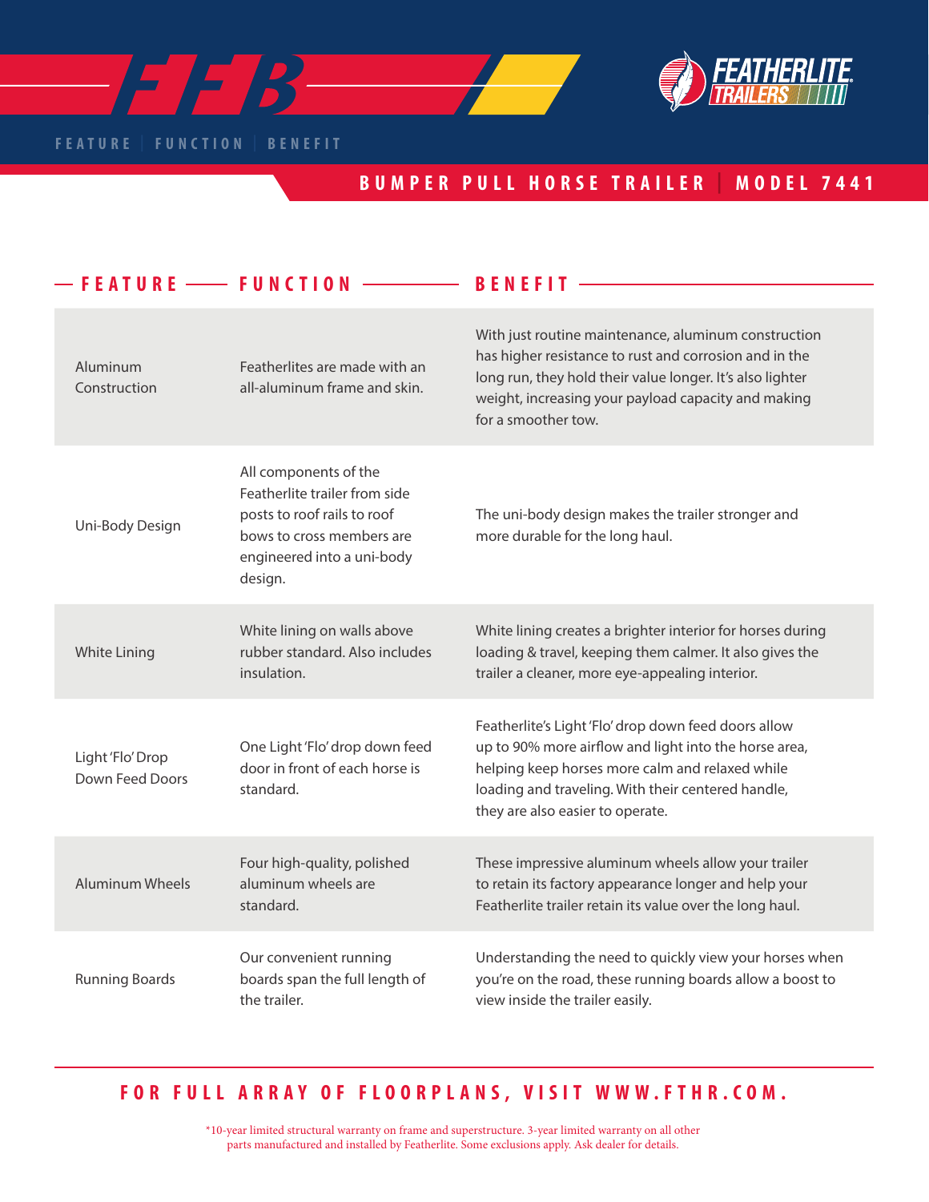FEATURE | FUNCTION | BENEFIT

## BUMPER PULL HORSE TRAILER | MODEL 7441

| FEATURE | FUNCTION | BENEFIT |
|---|---|---|
| Aluminum Construction | Featherlites are made with an all-aluminum frame and skin. | With just routine maintenance, aluminum construction has higher resistance to rust and corrosion and in the long run, they hold their value longer. It's also lighter weight, increasing your payload capacity and making for a smoother tow. |
| Uni-Body Design | All components of the Featherlite trailer from side posts to roof rails to roof bows to cross members are engineered into a uni-body design. | The uni-body design makes the trailer stronger and more durable for the long haul. |
| White Lining | White lining on walls above rubber standard. Also includes insulation. | White lining creates a brighter interior for horses during loading & travel, keeping them calmer. It also gives the trailer a cleaner, more eye-appealing interior. |
| Light 'Flo' Drop Down Feed Doors | One Light 'Flo' drop down feed door in front of each horse is standard. | Featherlite's Light 'Flo' drop down feed doors allow up to 90% more airflow and light into the horse area, helping keep horses more calm and relaxed while loading and traveling. With their centered handle, they are also easier to operate. |
| Aluminum Wheels | Four high-quality, polished aluminum wheels are standard. | These impressive aluminum wheels allow your trailer to retain its factory appearance longer and help your Featherlite trailer retain its value over the long haul. |
| Running Boards | Our convenient running boards span the full length of the trailer. | Understanding the need to quickly view your horses when you're on the road, these running boards allow a boost to view inside the trailer easily. |

**FOR FULL ARRAY OF FLOORPLANS, VISIT WWW.FTHR.COM.**

*10-year limited structural warranty on frame and superstructure. 3-year limited warranty on all other parts manufactured and installed by Featherlite. Some exclusions apply. Ask dealer for details.